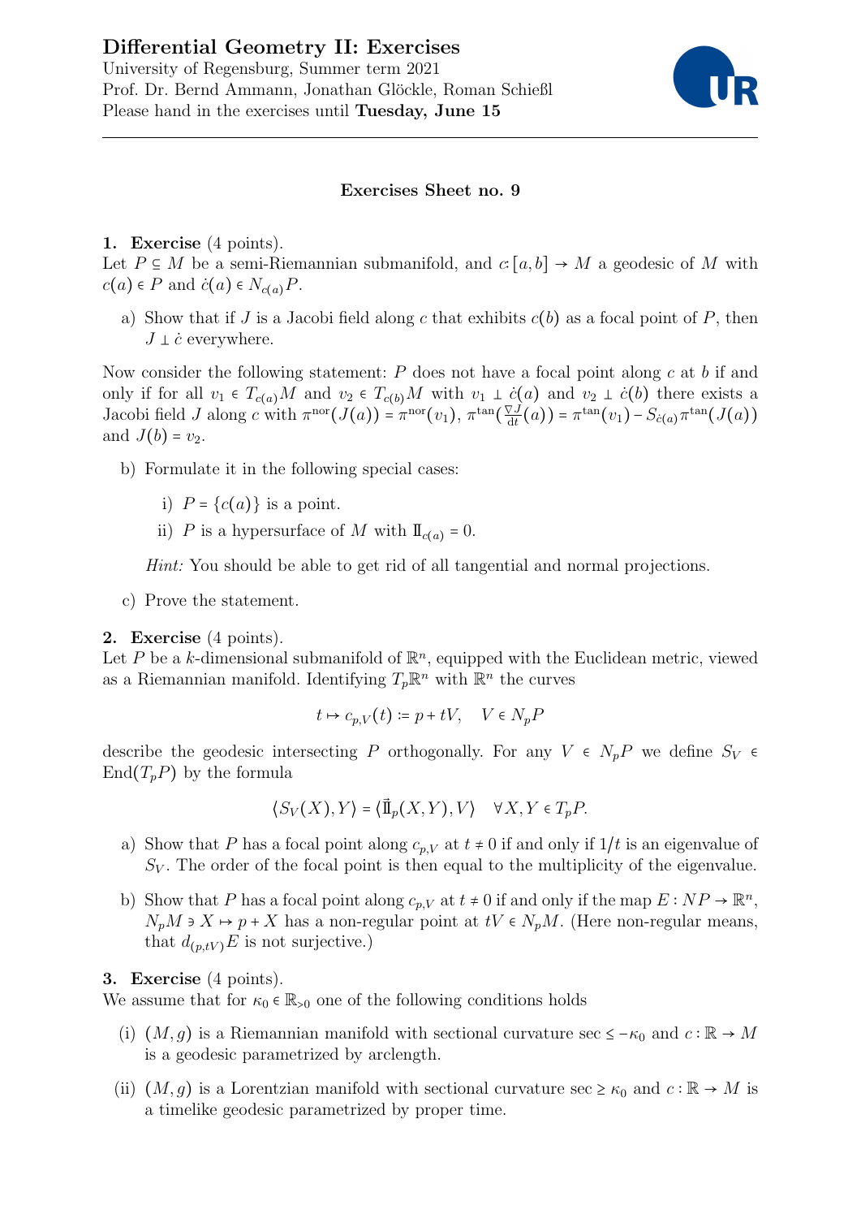# Differential Geometry II: Exercises

University of Regensburg, Summer term 2021
Prof. Dr. Bernd Ammann, Jonathan Glöckle, Roman Schießl
Please hand in the exercises until **Tuesday, June 15**

---

## Exercises Sheet no. 9

**1. Exercise** (4 points).
Let $P \subseteq M$ be a semi-Riemannian submanifold, and $c\colon [a,b] \to M$ a geodesic of $M$ with $c(a) \in P$ and $\dot{c}(a) \in N_{c(a)}P$.

a) Show that if $J$ is a Jacobi field along $c$ that exhibits $c(b)$ as a focal point of $P$, then $J \perp \dot{c}$ everywhere.

Now consider the following statement: $P$ does not have a focal point along $c$ at $b$ if and only if for all $v_1 \in T_{c(a)}M$ and $v_2 \in T_{c(b)}M$ with $v_1 \perp \dot{c}(a)$ and $v_2 \perp \dot{c}(b)$ there exists a Jacobi field $J$ along $c$ with $\pi^{\mathrm{nor}}(J(a)) = \pi^{\mathrm{nor}}(v_1)$, $\pi^{\tan}(\frac{\nabla J}{\mathrm{d}t}(a)) = \pi^{\tan}(v_1) - S_{\dot{c}(a)}\pi^{\tan}(J(a))$ and $J(b) = v_2$.

b) Formulate it in the following special cases:

   i) $P = \{c(a)\}$ is a point.

   ii) $P$ is a hypersurface of $M$ with $\mathrm{I\!I}_{c(a)} = 0$.

   *Hint:* You should be able to get rid of all tangential and normal projections.

c) Prove the statement.

**2. Exercise** (4 points).
Let $P$ be a $k$-dimensional submanifold of $\mathbb{R}^n$, equipped with the Euclidean metric, viewed as a Riemannian manifold. Identifying $T_p\mathbb{R}^n$ with $\mathbb{R}^n$ the curves

$$t \mapsto c_{p,V}(t) := p + tV, \quad V \in N_pP$$

describe the geodesic intersecting $P$ orthogonally. For any $V \in N_pP$ we define $S_V \in \mathrm{End}(T_pP)$ by the formula

$$\langle S_V(X), Y\rangle = \langle \vec{\mathrm{I\!I}}_p(X,Y), V\rangle \quad \forall X, Y \in T_pP.$$

a) Show that $P$ has a focal point along $c_{p,V}$ at $t \neq 0$ if and only if $1/t$ is an eigenvalue of $S_V$. The order of the focal point is then equal to the multiplicity of the eigenvalue.

b) Show that $P$ has a focal point along $c_{p,V}$ at $t \neq 0$ if and only if the map $E : NP \to \mathbb{R}^n$, $N_pM \ni X \mapsto p + X$ has a non-regular point at $tV \in N_pM$. (Here non-regular means, that $d_{(p,tV)}E$ is not surjective.)

**3. Exercise** (4 points).
We assume that for $\kappa_0 \in \mathbb{R}_{>0}$ one of the following conditions holds

(i) $(M,g)$ is a Riemannian manifold with sectional curvature $\sec \leq -\kappa_0$ and $c : \mathbb{R} \to M$ is a geodesic parametrized by arclength.

(ii) $(M,g)$ is a Lorentzian manifold with sectional curvature $\sec \geq \kappa_0$ and $c : \mathbb{R} \to M$ is a timelike geodesic parametrized by proper time.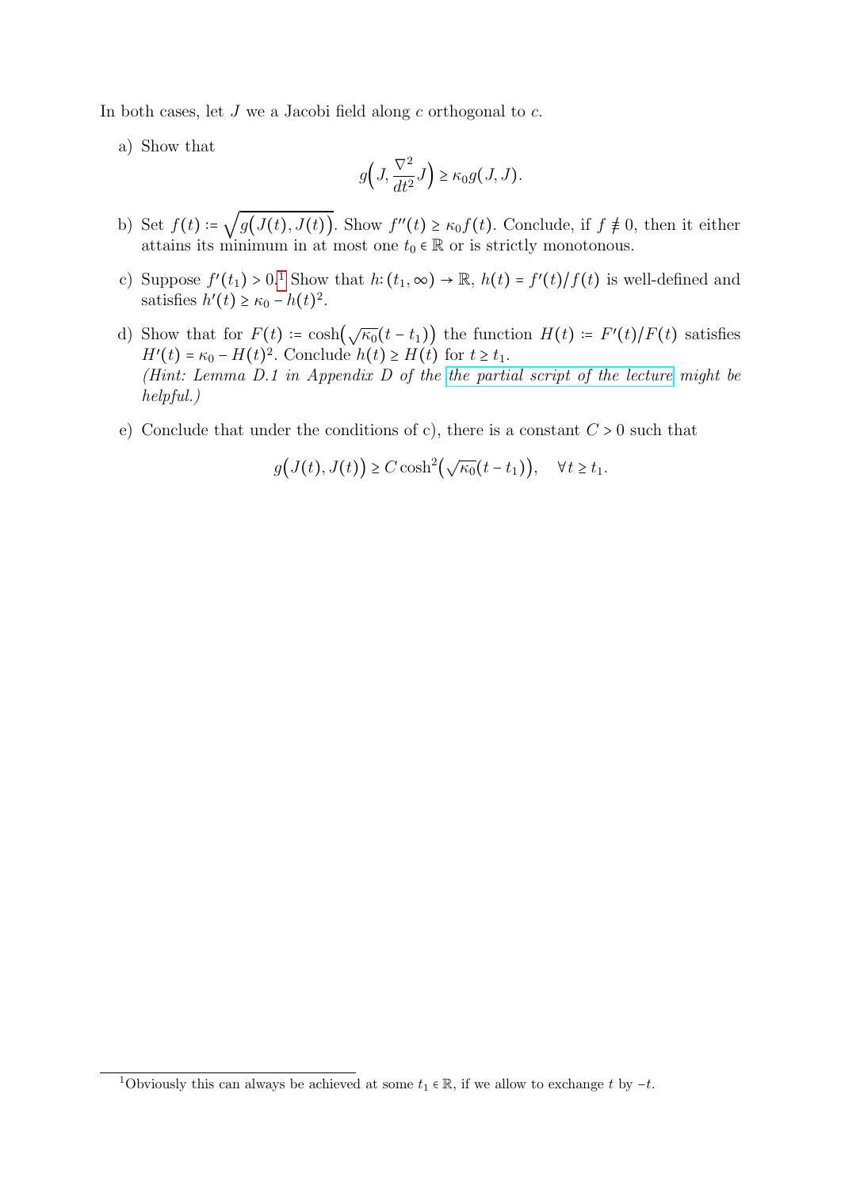In both cases, let $J$ we a Jacobi field along $c$ orthogonal to $c$.

a) Show that

$$g\Big(J, \frac{\nabla^2}{dt^2}J\Big) \geq \kappa_0 g(J, J).$$

b) Set $f(t) := \sqrt{g\big(J(t), J(t)\big)}$. Show $f''(t) \geq \kappa_0 f(t)$. Conclude, if $f \not\equiv 0$, then it either attains its minimum in at most one $t_0 \in \mathbb{R}$ or is strictly monotonous.

c) Suppose $f'(t_1) > 0$.[1] Show that $h\colon (t_1, \infty) \to \mathbb{R}$, $h(t) = f'(t)/f(t)$ is well-defined and satisfies $h'(t) \geq \kappa_0 - h(t)^2$.

d) Show that for $F(t) := \cosh\big(\sqrt{\kappa_0}(t - t_1)\big)$ the function $H(t) := F'(t)/F(t)$ satisfies $H'(t) = \kappa_0 - H(t)^2$. Conclude $h(t) \geq H(t)$ for $t \geq t_1$.
*(Hint: Lemma D.1 in Appendix D of the the partial script of the lecture might be helpful.)*

e) Conclude that under the conditions of c), there is a constant $C > 0$ such that

$$g\big(J(t), J(t)\big) \geq C \cosh^2\big(\sqrt{\kappa_0}(t - t_1)\big), \quad \forall t \geq t_1.$$

[1] Obviously this can always be achieved at some $t_1 \in \mathbb{R}$, if we allow to exchange $t$ by $-t$.